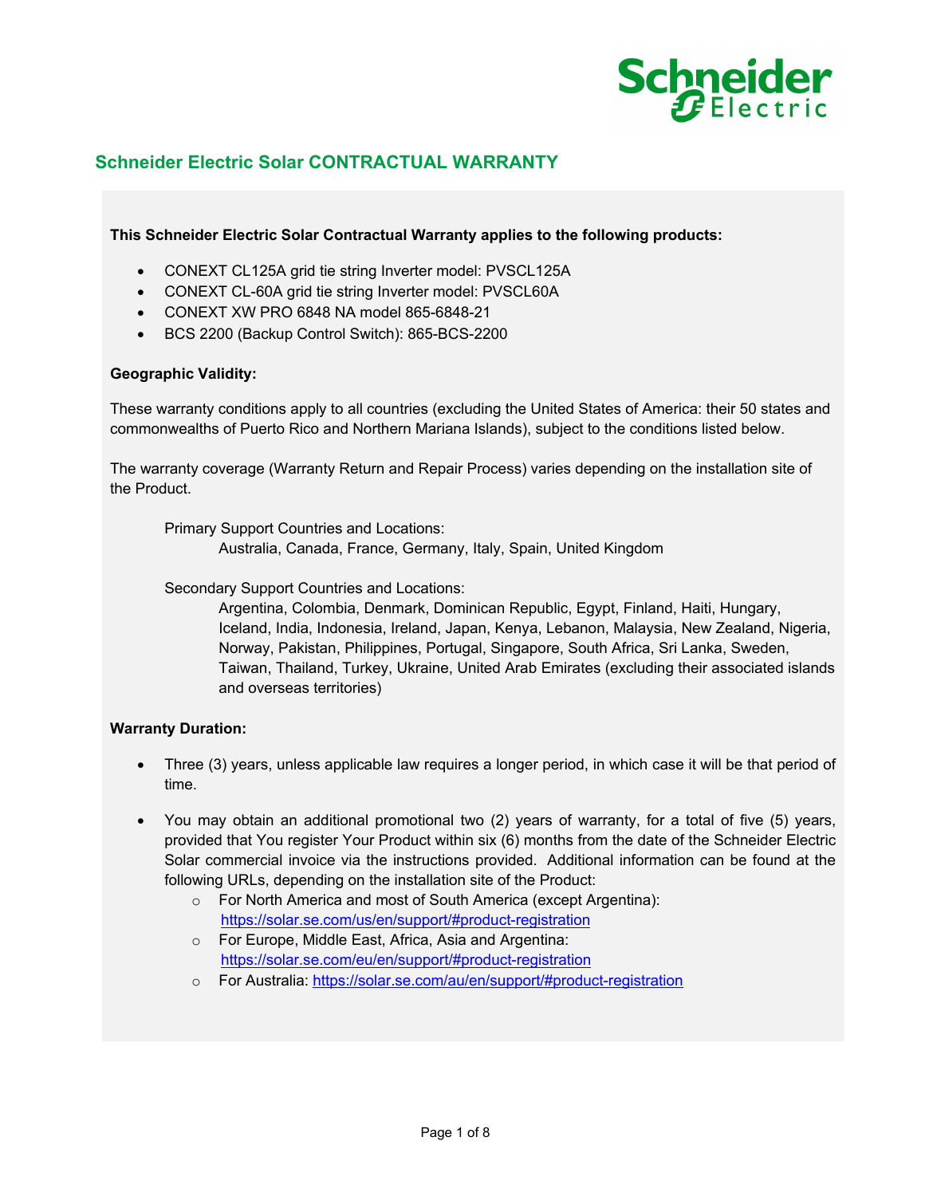## Schneider Electric Solar CONTRACTUAL WARRANTY

**This Schneider Electric Solar Contractual Warranty applies to the following products:**

- CONEXT CL125A grid tie string Inverter model: PVSCL125A
- CONEXT CL-60A grid tie string Inverter model: PVSCL60A
- CONEXT XW PRO 6848 NA model 865-6848-21
- BCS 2200 (Backup Control Switch): 865-BCS-2200

**Geographic Validity:**

These warranty conditions apply to all countries (excluding the United States of America: their 50 states and commonwealths of Puerto Rico and Northern Mariana Islands), subject to the conditions listed below.

The warranty coverage (Warranty Return and Repair Process) varies depending on the installation site of the Product.

Primary Support Countries and Locations:
Australia, Canada, France, Germany, Italy, Spain, United Kingdom

Secondary Support Countries and Locations:
Argentina, Colombia, Denmark, Dominican Republic, Egypt, Finland, Haiti, Hungary, Iceland, India, Indonesia, Ireland, Japan, Kenya, Lebanon, Malaysia, New Zealand, Nigeria, Norway, Pakistan, Philippines, Portugal, Singapore, South Africa, Sri Lanka, Sweden, Taiwan, Thailand, Turkey, Ukraine, United Arab Emirates (excluding their associated islands and overseas territories)

**Warranty Duration:**

- Three (3) years, unless applicable law requires a longer period, in which case it will be that period of time.
- You may obtain an additional promotional two (2) years of warranty, for a total of five (5) years, provided that You register Your Product within six (6) months from the date of the Schneider Electric Solar commercial invoice via the instructions provided. Additional information can be found at the following URLs, depending on the installation site of the Product:
  - For North America and most of South America (except Argentina): https://solar.se.com/us/en/support/#product-registration
  - For Europe, Middle East, Africa, Asia and Argentina: https://solar.se.com/eu/en/support/#product-registration
  - For Australia: https://solar.se.com/au/en/support/#product-registration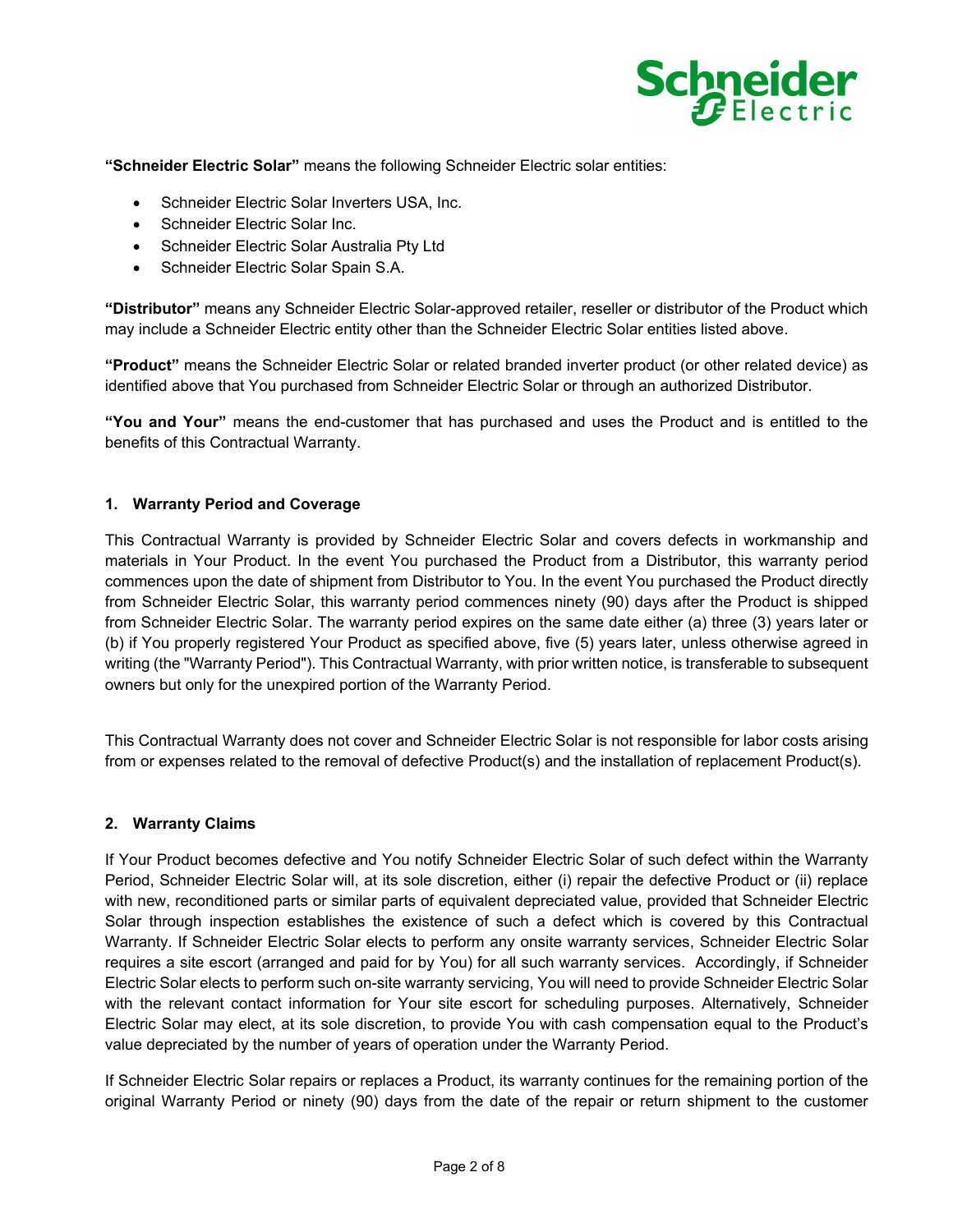**"Schneider Electric Solar"** means the following Schneider Electric solar entities:

- Schneider Electric Solar Inverters USA, Inc.
- Schneider Electric Solar Inc.
- Schneider Electric Solar Australia Pty Ltd
- Schneider Electric Solar Spain S.A.

**"Distributor"** means any Schneider Electric Solar-approved retailer, reseller or distributor of the Product which may include a Schneider Electric entity other than the Schneider Electric Solar entities listed above.

**"Product"** means the Schneider Electric Solar or related branded inverter product (or other related device) as identified above that You purchased from Schneider Electric Solar or through an authorized Distributor.

**"You and Your"** means the end-customer that has purchased and uses the Product and is entitled to the benefits of this Contractual Warranty.

## 1. Warranty Period and Coverage

This Contractual Warranty is provided by Schneider Electric Solar and covers defects in workmanship and materials in Your Product. In the event You purchased the Product from a Distributor, this warranty period commences upon the date of shipment from Distributor to You. In the event You purchased the Product directly from Schneider Electric Solar, this warranty period commences ninety (90) days after the Product is shipped from Schneider Electric Solar. The warranty period expires on the same date either (a) three (3) years later or (b) if You properly registered Your Product as specified above, five (5) years later, unless otherwise agreed in writing (the "Warranty Period"). This Contractual Warranty, with prior written notice, is transferable to subsequent owners but only for the unexpired portion of the Warranty Period.

This Contractual Warranty does not cover and Schneider Electric Solar is not responsible for labor costs arising from or expenses related to the removal of defective Product(s) and the installation of replacement Product(s).

## 2. Warranty Claims

If Your Product becomes defective and You notify Schneider Electric Solar of such defect within the Warranty Period, Schneider Electric Solar will, at its sole discretion, either (i) repair the defective Product or (ii) replace with new, reconditioned parts or similar parts of equivalent depreciated value, provided that Schneider Electric Solar through inspection establishes the existence of such a defect which is covered by this Contractual Warranty. If Schneider Electric Solar elects to perform any onsite warranty services, Schneider Electric Solar requires a site escort (arranged and paid for by You) for all such warranty services. Accordingly, if Schneider Electric Solar elects to perform such on-site warranty servicing, You will need to provide Schneider Electric Solar with the relevant contact information for Your site escort for scheduling purposes. Alternatively, Schneider Electric Solar may elect, at its sole discretion, to provide You with cash compensation equal to the Product's value depreciated by the number of years of operation under the Warranty Period.

If Schneider Electric Solar repairs or replaces a Product, its warranty continues for the remaining portion of the original Warranty Period or ninety (90) days from the date of the repair or return shipment to the customer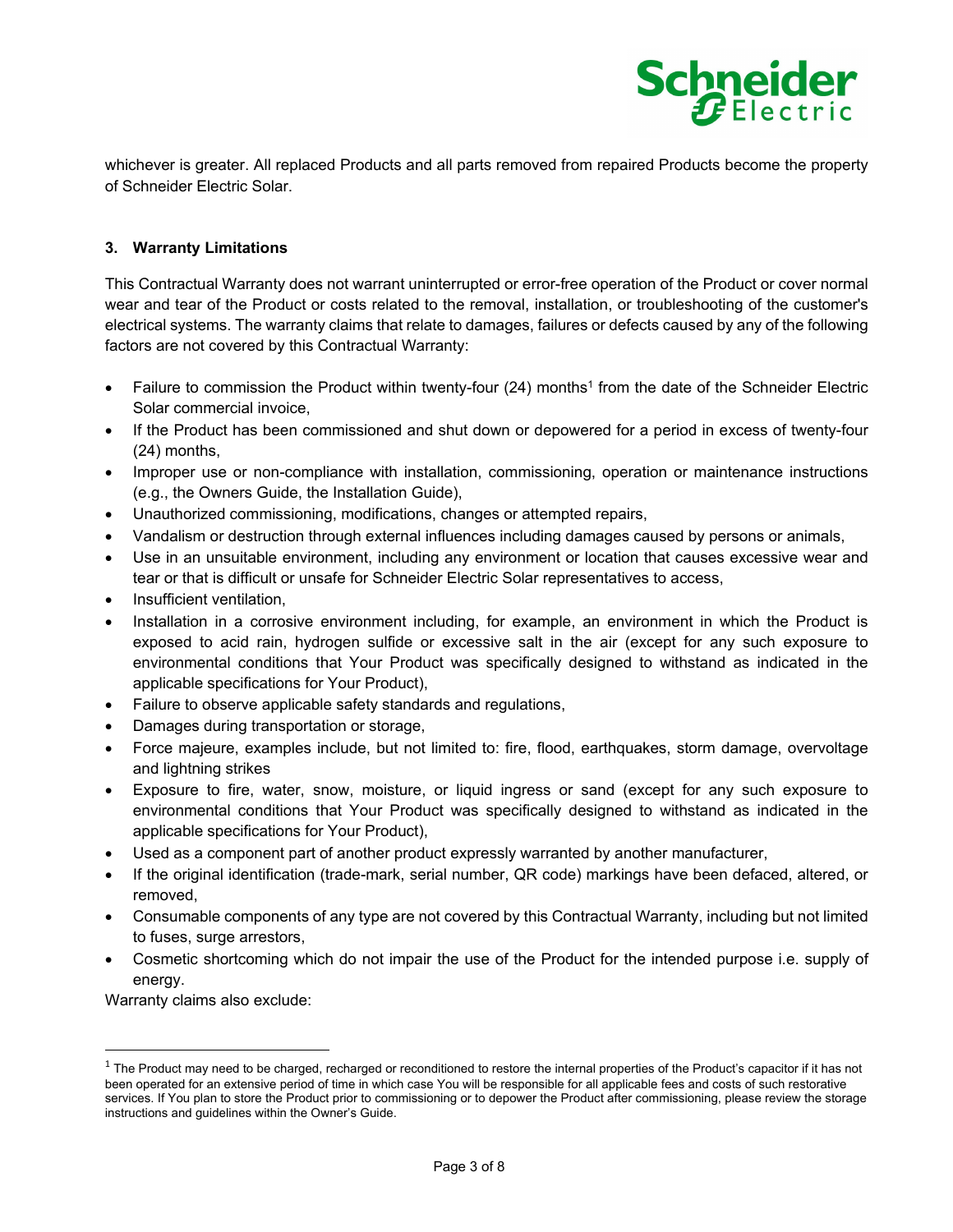whichever is greater. All replaced Products and all parts removed from repaired Products become the property of Schneider Electric Solar.

### 3. Warranty Limitations

This Contractual Warranty does not warrant uninterrupted or error-free operation of the Product or cover normal wear and tear of the Product or costs related to the removal, installation, or troubleshooting of the customer's electrical systems. The warranty claims that relate to damages, failures or defects caused by any of the following factors are not covered by this Contractual Warranty:

- Failure to commission the Product within twenty-four (24) months[1] from the date of the Schneider Electric Solar commercial invoice,
- If the Product has been commissioned and shut down or depowered for a period in excess of twenty-four (24) months,
- Improper use or non-compliance with installation, commissioning, operation or maintenance instructions (e.g., the Owners Guide, the Installation Guide),
- Unauthorized commissioning, modifications, changes or attempted repairs,
- Vandalism or destruction through external influences including damages caused by persons or animals,
- Use in an unsuitable environment, including any environment or location that causes excessive wear and tear or that is difficult or unsafe for Schneider Electric Solar representatives to access,
- Insufficient ventilation,
- Installation in a corrosive environment including, for example, an environment in which the Product is exposed to acid rain, hydrogen sulfide or excessive salt in the air (except for any such exposure to environmental conditions that Your Product was specifically designed to withstand as indicated in the applicable specifications for Your Product),
- Failure to observe applicable safety standards and regulations,
- Damages during transportation or storage,
- Force majeure, examples include, but not limited to: fire, flood, earthquakes, storm damage, overvoltage and lightning strikes
- Exposure to fire, water, snow, moisture, or liquid ingress or sand (except for any such exposure to environmental conditions that Your Product was specifically designed to withstand as indicated in the applicable specifications for Your Product),
- Used as a component part of another product expressly warranted by another manufacturer,
- If the original identification (trade-mark, serial number, QR code) markings have been defaced, altered, or removed,
- Consumable components of any type are not covered by this Contractual Warranty, including but not limited to fuses, surge arrestors,
- Cosmetic shortcoming which do not impair the use of the Product for the intended purpose i.e. supply of energy.

Warranty claims also exclude:

---

[1] The Product may need to be charged, recharged or reconditioned to restore the internal properties of the Product's capacitor if it has not been operated for an extensive period of time in which case You will be responsible for all applicable fees and costs of such restorative services. If You plan to store the Product prior to commissioning or to depower the Product after commissioning, please review the storage instructions and guidelines within the Owner's Guide.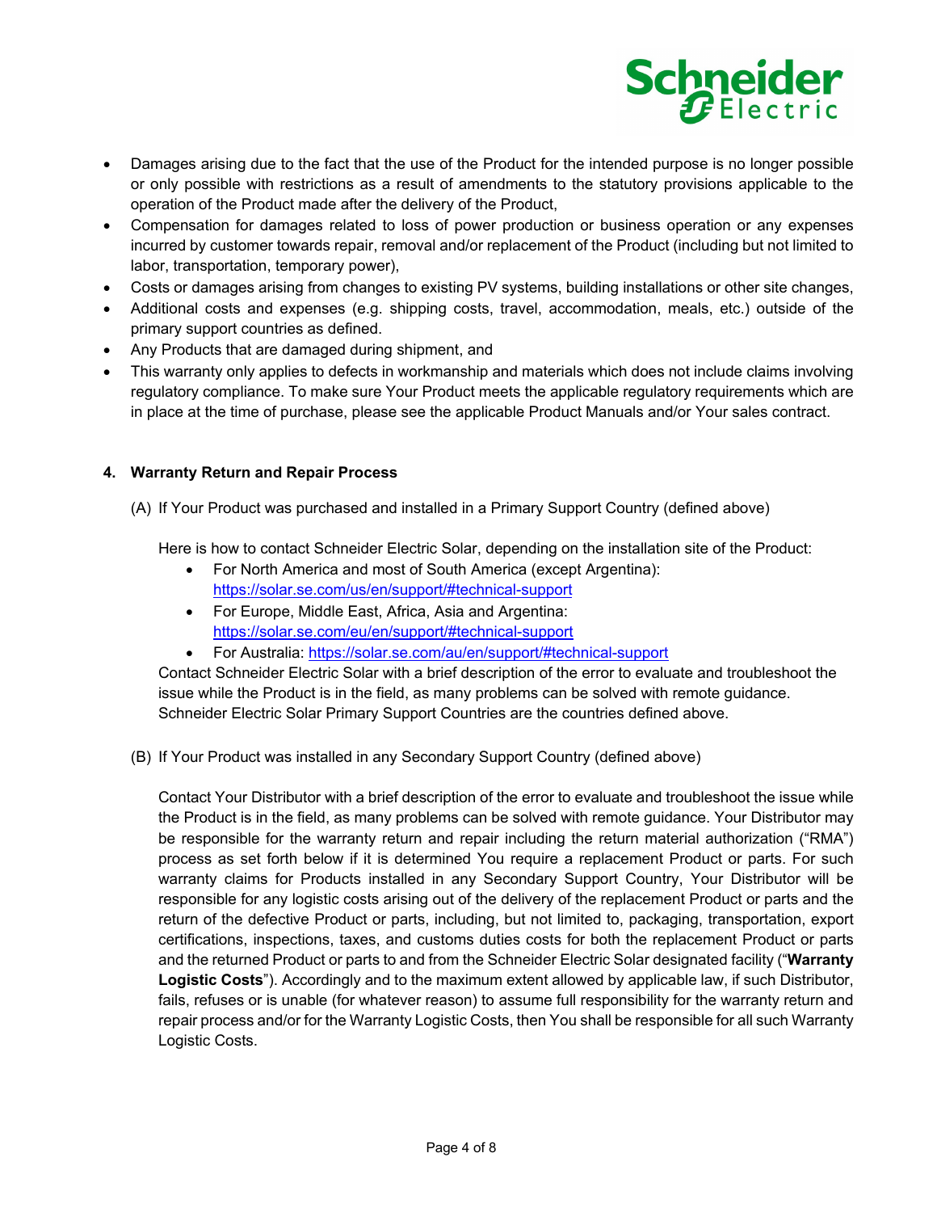- Damages arising due to the fact that the use of the Product for the intended purpose is no longer possible or only possible with restrictions as a result of amendments to the statutory provisions applicable to the operation of the Product made after the delivery of the Product,
- Compensation for damages related to loss of power production or business operation or any expenses incurred by customer towards repair, removal and/or replacement of the Product (including but not limited to labor, transportation, temporary power),
- Costs or damages arising from changes to existing PV systems, building installations or other site changes,
- Additional costs and expenses (e.g. shipping costs, travel, accommodation, meals, etc.) outside of the primary support countries as defined.
- Any Products that are damaged during shipment, and
- This warranty only applies to defects in workmanship and materials which does not include claims involving regulatory compliance. To make sure Your Product meets the applicable regulatory requirements which are in place at the time of purchase, please see the applicable Product Manuals and/or Your sales contract.

### 4. Warranty Return and Repair Process

(A) If Your Product was purchased and installed in a Primary Support Country (defined above)

Here is how to contact Schneider Electric Solar, depending on the installation site of the Product:

- For North America and most of South America (except Argentina): https://solar.se.com/us/en/support/#technical-support
- For Europe, Middle East, Africa, Asia and Argentina: https://solar.se.com/eu/en/support/#technical-support
- For Australia: https://solar.se.com/au/en/support/#technical-support

Contact Schneider Electric Solar with a brief description of the error to evaluate and troubleshoot the issue while the Product is in the field, as many problems can be solved with remote guidance. Schneider Electric Solar Primary Support Countries are the countries defined above.

(B) If Your Product was installed in any Secondary Support Country (defined above)

Contact Your Distributor with a brief description of the error to evaluate and troubleshoot the issue while the Product is in the field, as many problems can be solved with remote guidance. Your Distributor may be responsible for the warranty return and repair including the return material authorization ("RMA") process as set forth below if it is determined You require a replacement Product or parts. For such warranty claims for Products installed in any Secondary Support Country, Your Distributor will be responsible for any logistic costs arising out of the delivery of the replacement Product or parts and the return of the defective Product or parts, including, but not limited to, packaging, transportation, export certifications, inspections, taxes, and customs duties costs for both the replacement Product or parts and the returned Product or parts to and from the Schneider Electric Solar designated facility ("**Warranty Logistic Costs**"). Accordingly and to the maximum extent allowed by applicable law, if such Distributor, fails, refuses or is unable (for whatever reason) to assume full responsibility for the warranty return and repair process and/or for the Warranty Logistic Costs, then You shall be responsible for all such Warranty Logistic Costs.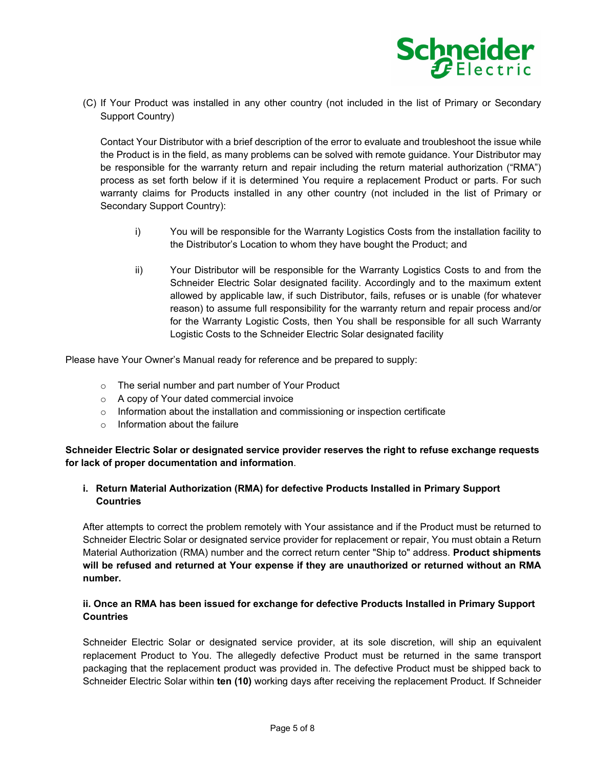(C) If Your Product was installed in any other country (not included in the list of Primary or Secondary Support Country)

Contact Your Distributor with a brief description of the error to evaluate and troubleshoot the issue while the Product is in the field, as many problems can be solved with remote guidance. Your Distributor may be responsible for the warranty return and repair including the return material authorization ("RMA") process as set forth below if it is determined You require a replacement Product or parts. For such warranty claims for Products installed in any other country (not included in the list of Primary or Secondary Support Country):

i) You will be responsible for the Warranty Logistics Costs from the installation facility to the Distributor's Location to whom they have bought the Product; and

ii) Your Distributor will be responsible for the Warranty Logistics Costs to and from the Schneider Electric Solar designated facility. Accordingly and to the maximum extent allowed by applicable law, if such Distributor, fails, refuses or is unable (for whatever reason) to assume full responsibility for the warranty return and repair process and/or for the Warranty Logistic Costs, then You shall be responsible for all such Warranty Logistic Costs to the Schneider Electric Solar designated facility

Please have Your Owner's Manual ready for reference and be prepared to supply:

- The serial number and part number of Your Product
- A copy of Your dated commercial invoice
- Information about the installation and commissioning or inspection certificate
- Information about the failure

**Schneider Electric Solar or designated service provider reserves the right to refuse exchange requests for lack of proper documentation and information**.

**i. Return Material Authorization (RMA) for defective Products Installed in Primary Support Countries**

After attempts to correct the problem remotely with Your assistance and if the Product must be returned to Schneider Electric Solar or designated service provider for replacement or repair, You must obtain a Return Material Authorization (RMA) number and the correct return center "Ship to" address. **Product shipments will be refused and returned at Your expense if they are unauthorized or returned without an RMA number.**

**ii. Once an RMA has been issued for exchange for defective Products Installed in Primary Support Countries**

Schneider Electric Solar or designated service provider, at its sole discretion, will ship an equivalent replacement Product to You. The allegedly defective Product must be returned in the same transport packaging that the replacement product was provided in. The defective Product must be shipped back to Schneider Electric Solar within **ten (10)** working days after receiving the replacement Product. If Schneider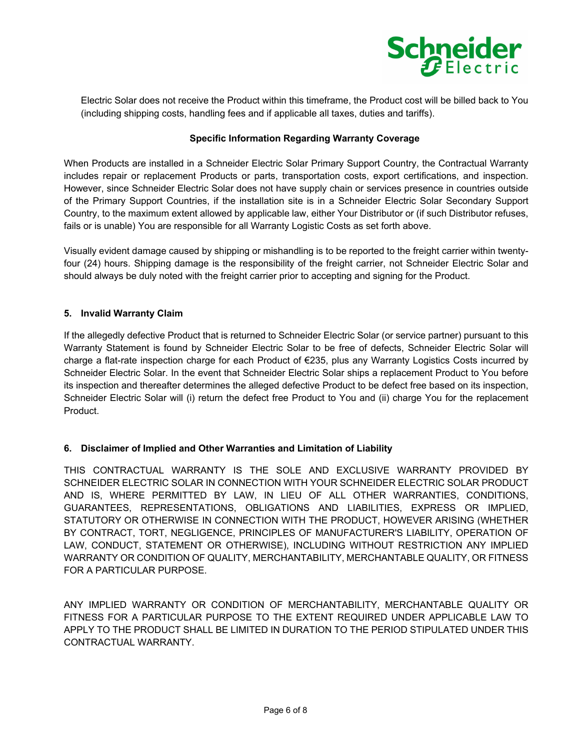Electric Solar does not receive the Product within this timeframe, the Product cost will be billed back to You (including shipping costs, handling fees and if applicable all taxes, duties and tariffs).

**Specific Information Regarding Warranty Coverage**

When Products are installed in a Schneider Electric Solar Primary Support Country, the Contractual Warranty includes repair or replacement Products or parts, transportation costs, export certifications, and inspection. However, since Schneider Electric Solar does not have supply chain or services presence in countries outside of the Primary Support Countries, if the installation site is in a Schneider Electric Solar Secondary Support Country, to the maximum extent allowed by applicable law, either Your Distributor or (if such Distributor refuses, fails or is unable) You are responsible for all Warranty Logistic Costs as set forth above.

Visually evident damage caused by shipping or mishandling is to be reported to the freight carrier within twenty-four (24) hours. Shipping damage is the responsibility of the freight carrier, not Schneider Electric Solar and should always be duly noted with the freight carrier prior to accepting and signing for the Product.

## 5. Invalid Warranty Claim

If the allegedly defective Product that is returned to Schneider Electric Solar (or service partner) pursuant to this Warranty Statement is found by Schneider Electric Solar to be free of defects, Schneider Electric Solar will charge a flat-rate inspection charge for each Product of €235, plus any Warranty Logistics Costs incurred by Schneider Electric Solar. In the event that Schneider Electric Solar ships a replacement Product to You before its inspection and thereafter determines the alleged defective Product to be defect free based on its inspection, Schneider Electric Solar will (i) return the defect free Product to You and (ii) charge You for the replacement Product.

## 6. Disclaimer of Implied and Other Warranties and Limitation of Liability

THIS CONTRACTUAL WARRANTY IS THE SOLE AND EXCLUSIVE WARRANTY PROVIDED BY SCHNEIDER ELECTRIC SOLAR IN CONNECTION WITH YOUR SCHNEIDER ELECTRIC SOLAR PRODUCT AND IS, WHERE PERMITTED BY LAW, IN LIEU OF ALL OTHER WARRANTIES, CONDITIONS, GUARANTEES, REPRESENTATIONS, OBLIGATIONS AND LIABILITIES, EXPRESS OR IMPLIED, STATUTORY OR OTHERWISE IN CONNECTION WITH THE PRODUCT, HOWEVER ARISING (WHETHER BY CONTRACT, TORT, NEGLIGENCE, PRINCIPLES OF MANUFACTURER'S LIABILITY, OPERATION OF LAW, CONDUCT, STATEMENT OR OTHERWISE), INCLUDING WITHOUT RESTRICTION ANY IMPLIED WARRANTY OR CONDITION OF QUALITY, MERCHANTABILITY, MERCHANTABLE QUALITY, OR FITNESS FOR A PARTICULAR PURPOSE.

ANY IMPLIED WARRANTY OR CONDITION OF MERCHANTABILITY, MERCHANTABLE QUALITY OR FITNESS FOR A PARTICULAR PURPOSE TO THE EXTENT REQUIRED UNDER APPLICABLE LAW TO APPLY TO THE PRODUCT SHALL BE LIMITED IN DURATION TO THE PERIOD STIPULATED UNDER THIS CONTRACTUAL WARRANTY.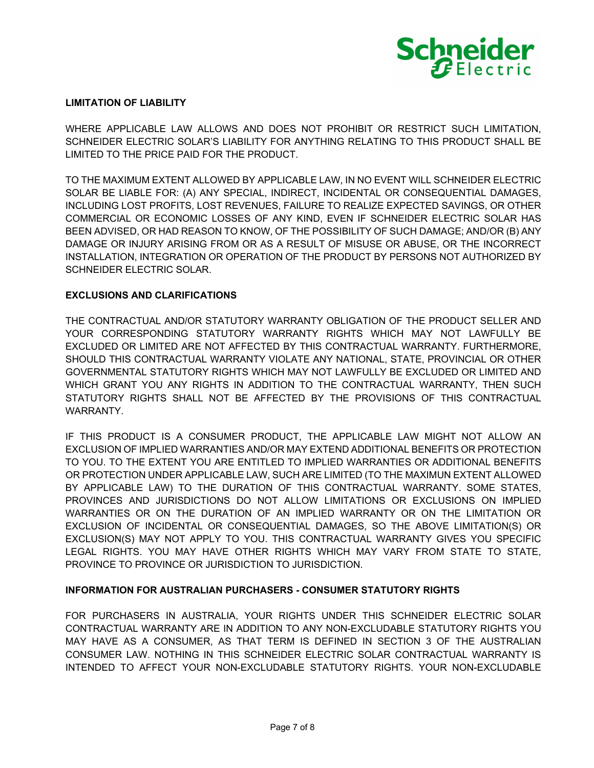**LIMITATION OF LIABILITY**

WHERE APPLICABLE LAW ALLOWS AND DOES NOT PROHIBIT OR RESTRICT SUCH LIMITATION, SCHNEIDER ELECTRIC SOLAR'S LIABILITY FOR ANYTHING RELATING TO THIS PRODUCT SHALL BE LIMITED TO THE PRICE PAID FOR THE PRODUCT.

TO THE MAXIMUM EXTENT ALLOWED BY APPLICABLE LAW, IN NO EVENT WILL SCHNEIDER ELECTRIC SOLAR BE LIABLE FOR: (A) ANY SPECIAL, INDIRECT, INCIDENTAL OR CONSEQUENTIAL DAMAGES, INCLUDING LOST PROFITS, LOST REVENUES, FAILURE TO REALIZE EXPECTED SAVINGS, OR OTHER COMMERCIAL OR ECONOMIC LOSSES OF ANY KIND, EVEN IF SCHNEIDER ELECTRIC SOLAR HAS BEEN ADVISED, OR HAD REASON TO KNOW, OF THE POSSIBILITY OF SUCH DAMAGE; AND/OR (B) ANY DAMAGE OR INJURY ARISING FROM OR AS A RESULT OF MISUSE OR ABUSE, OR THE INCORRECT INSTALLATION, INTEGRATION OR OPERATION OF THE PRODUCT BY PERSONS NOT AUTHORIZED BY SCHNEIDER ELECTRIC SOLAR.

**EXCLUSIONS AND CLARIFICATIONS**

THE CONTRACTUAL AND/OR STATUTORY WARRANTY OBLIGATION OF THE PRODUCT SELLER AND YOUR CORRESPONDING STATUTORY WARRANTY RIGHTS WHICH MAY NOT LAWFULLY BE EXCLUDED OR LIMITED ARE NOT AFFECTED BY THIS CONTRACTUAL WARRANTY. FURTHERMORE, SHOULD THIS CONTRACTUAL WARRANTY VIOLATE ANY NATIONAL, STATE, PROVINCIAL OR OTHER GOVERNMENTAL STATUTORY RIGHTS WHICH MAY NOT LAWFULLY BE EXCLUDED OR LIMITED AND WHICH GRANT YOU ANY RIGHTS IN ADDITION TO THE CONTRACTUAL WARRANTY, THEN SUCH STATUTORY RIGHTS SHALL NOT BE AFFECTED BY THE PROVISIONS OF THIS CONTRACTUAL WARRANTY.

IF THIS PRODUCT IS A CONSUMER PRODUCT, THE APPLICABLE LAW MIGHT NOT ALLOW AN EXCLUSION OF IMPLIED WARRANTIES AND/OR MAY EXTEND ADDITIONAL BENEFITS OR PROTECTION TO YOU. TO THE EXTENT YOU ARE ENTITLED TO IMPLIED WARRANTIES OR ADDITIONAL BENEFITS OR PROTECTION UNDER APPLICABLE LAW, SUCH ARE LIMITED (TO THE MAXIMUN EXTENT ALLOWED BY APPLICABLE LAW) TO THE DURATION OF THIS CONTRACTUAL WARRANTY. SOME STATES, PROVINCES AND JURISDICTIONS DO NOT ALLOW LIMITATIONS OR EXCLUSIONS ON IMPLIED WARRANTIES OR ON THE DURATION OF AN IMPLIED WARRANTY OR ON THE LIMITATION OR EXCLUSION OF INCIDENTAL OR CONSEQUENTIAL DAMAGES, SO THE ABOVE LIMITATION(S) OR EXCLUSION(S) MAY NOT APPLY TO YOU. THIS CONTRACTUAL WARRANTY GIVES YOU SPECIFIC LEGAL RIGHTS. YOU MAY HAVE OTHER RIGHTS WHICH MAY VARY FROM STATE TO STATE, PROVINCE TO PROVINCE OR JURISDICTION TO JURISDICTION.

**INFORMATION FOR AUSTRALIAN PURCHASERS - CONSUMER STATUTORY RIGHTS**

FOR PURCHASERS IN AUSTRALIA, YOUR RIGHTS UNDER THIS SCHNEIDER ELECTRIC SOLAR CONTRACTUAL WARRANTY ARE IN ADDITION TO ANY NON-EXCLUDABLE STATUTORY RIGHTS YOU MAY HAVE AS A CONSUMER, AS THAT TERM IS DEFINED IN SECTION 3 OF THE AUSTRALIAN CONSUMER LAW. NOTHING IN THIS SCHNEIDER ELECTRIC SOLAR CONTRACTUAL WARRANTY IS INTENDED TO AFFECT YOUR NON-EXCLUDABLE STATUTORY RIGHTS. YOUR NON-EXCLUDABLE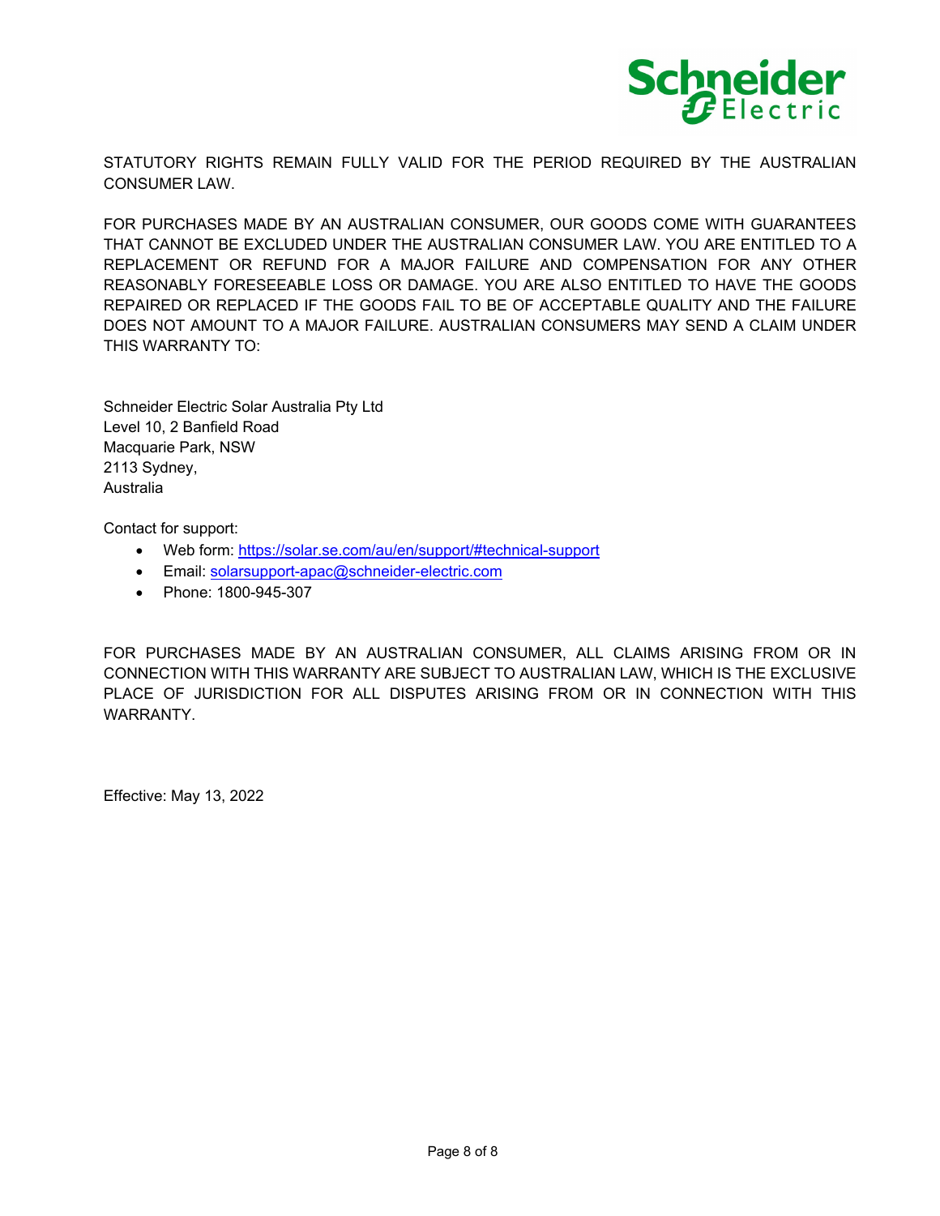STATUTORY RIGHTS REMAIN FULLY VALID FOR THE PERIOD REQUIRED BY THE AUSTRALIAN CONSUMER LAW.

FOR PURCHASES MADE BY AN AUSTRALIAN CONSUMER, OUR GOODS COME WITH GUARANTEES THAT CANNOT BE EXCLUDED UNDER THE AUSTRALIAN CONSUMER LAW. YOU ARE ENTITLED TO A REPLACEMENT OR REFUND FOR A MAJOR FAILURE AND COMPENSATION FOR ANY OTHER REASONABLY FORESEEABLE LOSS OR DAMAGE. YOU ARE ALSO ENTITLED TO HAVE THE GOODS REPAIRED OR REPLACED IF THE GOODS FAIL TO BE OF ACCEPTABLE QUALITY AND THE FAILURE DOES NOT AMOUNT TO A MAJOR FAILURE. AUSTRALIAN CONSUMERS MAY SEND A CLAIM UNDER THIS WARRANTY TO:

Schneider Electric Solar Australia Pty Ltd
Level 10, 2 Banfield Road
Macquarie Park, NSW
2113 Sydney,
Australia

Contact for support:

- Web form: https://solar.se.com/au/en/support/#technical-support
- Email: solarsupport-apac@schneider-electric.com
- Phone: 1800-945-307

FOR PURCHASES MADE BY AN AUSTRALIAN CONSUMER, ALL CLAIMS ARISING FROM OR IN CONNECTION WITH THIS WARRANTY ARE SUBJECT TO AUSTRALIAN LAW, WHICH IS THE EXCLUSIVE PLACE OF JURISDICTION FOR ALL DISPUTES ARISING FROM OR IN CONNECTION WITH THIS WARRANTY.

Effective: May 13, 2022